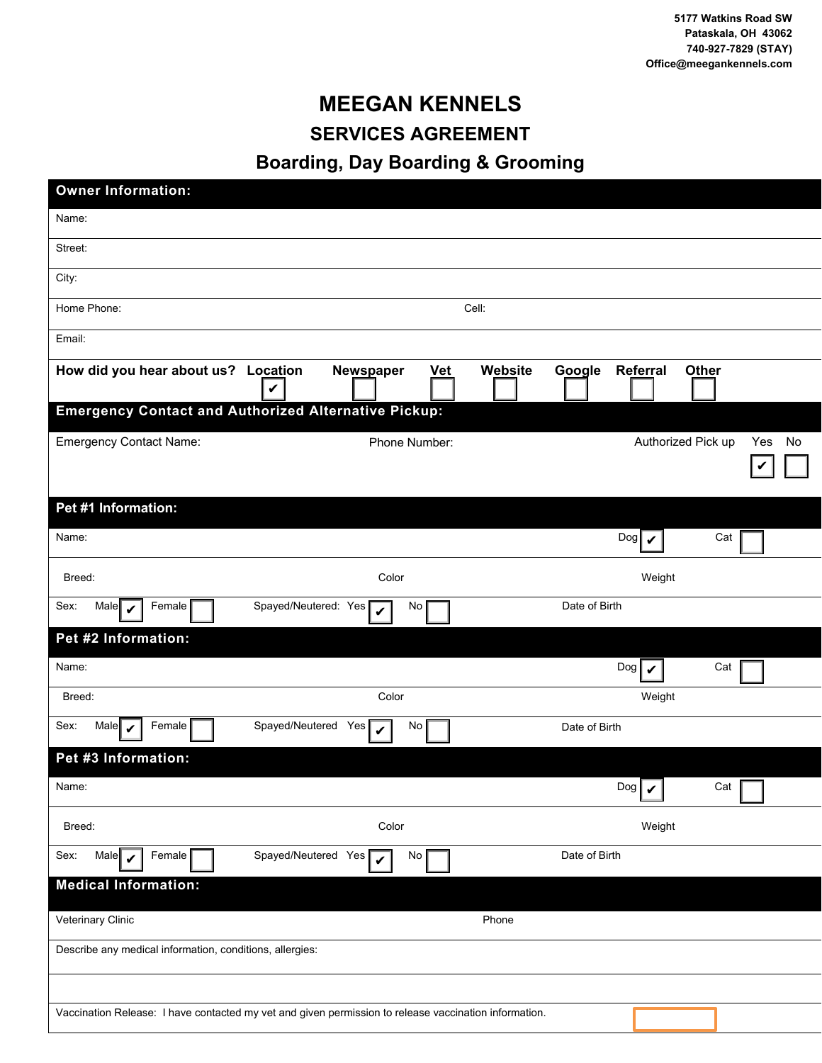5177 Watkins Road SW
Pataskala, OH 43062
740-927-7829 (STAY)
Office@meegankennels.com

# MEEGAN KENNELS

## SERVICES AGREEMENT

## Boarding, Day Boarding & Grooming

### Owner Information:

Name:

Street:

City:

Home Phone: Cell:

Email:

**How did you hear about us?** **Location** ☑ **Newspaper** ☐ **Vet** ☐ **Website** ☐ **Google** ☐ **Referral** ☐ **Other** ☐

### Emergency Contact and Authorized Alternative Pickup:

Emergency Contact Name: Phone Number: Authorized Pick up Yes ☑ No ☐

### Pet #1 Information:

Name: Dog ☑ Cat ☐

Breed: Color Weight

Sex: Male ☑ Female ☐ Spayed/Neutered: Yes ☑ No ☐ Date of Birth

### Pet #2 Information:

Name: Dog ☑ Cat ☐

Breed: Color Weight

Sex: Male ☑ Female ☐ Spayed/Neutered Yes ☑ No ☐ Date of Birth

### Pet #3 Information:

Name: Dog ☑ Cat ☐

Breed: Color Weight

Sex: Male ☑ Female ☐ Spayed/Neutered Yes ☑ No ☐ Date of Birth

### Medical Information:

Veterinary Clinic Phone

Describe any medical information, conditions, allergies:

Vaccination Release: I have contacted my vet and given permission to release vaccination information. ☐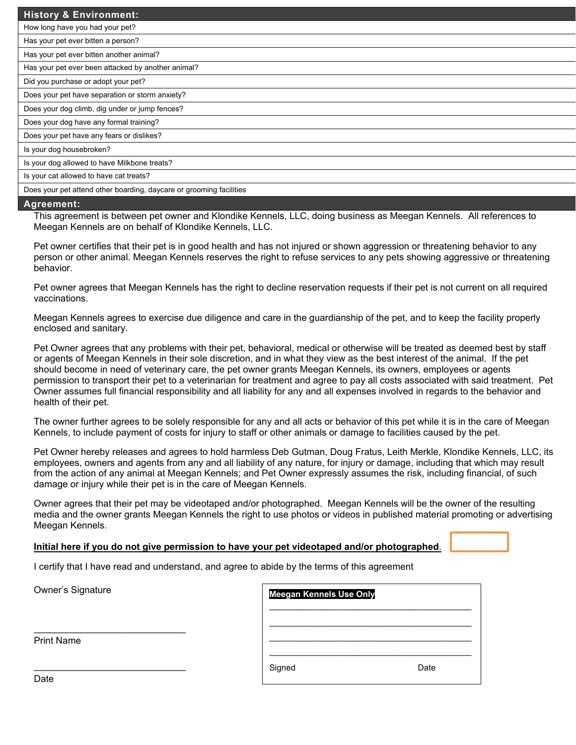## History & Environment:

| | |
|---|---|
| How long have you had your pet? | |
| Has your pet ever bitten a person? | |
| Has your pet ever bitten another animal? | |
| Has your pet ever been attacked by another animal? | |
| Did you purchase or adopt your pet? | |
| Does your pet have separation or storm anxiety? | |
| Does your dog climb, dig under or jump fences? | |
| Does your dog have any formal training? | |
| Does your pet have any fears or dislikes? | |
| Is your dog housebroken? | |
| Is your dog allowed to have Milkbone treats? | |
| Is your cat allowed to have cat treats? | |
| Does your pet attend other boarding, daycare or grooming facilities | |

## Agreement:

This agreement is between pet owner and Klondike Kennels, LLC, doing business as Meegan Kennels. All references to Meegan Kennels are on behalf of Klondike Kennels, LLC.

Pet owner certifies that their pet is in good health and has not injured or shown aggression or threatening behavior to any person or other animal. Meegan Kennels reserves the right to refuse services to any pets showing aggressive or threatening behavior.

Pet owner agrees that Meegan Kennels has the right to decline reservation requests if their pet is not current on all required vaccinations.

Meegan Kennels agrees to exercise due diligence and care in the guardianship of the pet, and to keep the facility properly enclosed and sanitary.

Pet Owner agrees that any problems with their pet, behavioral, medical or otherwise will be treated as deemed best by staff or agents of Meegan Kennels in their sole discretion, and in what they view as the best interest of the animal. If the pet should become in need of veterinary care, the pet owner grants Meegan Kennels, its owners, employees or agents permission to transport their pet to a veterinarian for treatment and agree to pay all costs associated with said treatment. Pet Owner assumes full financial responsibility and all liability for any and all expenses involved in regards to the behavior and health of their pet.

The owner further agrees to be solely responsible for any and all acts or behavior of this pet while it is in the care of Meegan Kennels, to include payment of costs for injury to staff or other animals or damage to facilities caused by the pet.

Pet Owner hereby releases and agrees to hold harmless Deb Gutman, Doug Fratus, Leith Merkle, Klondike Kennels, LLC, its employees, owners and agents from any and all liability of any nature, for injury or damage, including that which may result from the action of any animal at Meegan Kennels; and Pet Owner expressly assumes the risk, including financial, of such damage or injury while their pet is in the care of Meegan Kennels.

Owner agrees that their pet may be videotaped and/or photographed. Meegan Kennels will be the owner of the resulting media and the owner grants Meegan Kennels the right to use photos or videos in published material promoting or advertising Meegan Kennels.

**Initial here if you do not give permission to have your pet videotaped and/or photographed.** ______

I certify that I have read and understand, and agree to abide by the terms of this agreement

Owner's Signature

______________________________

Print Name

______________________________

Date

**Meegan Kennels Use Only**

______________________________

______________________________

______________________________

______________________________

Signed Date